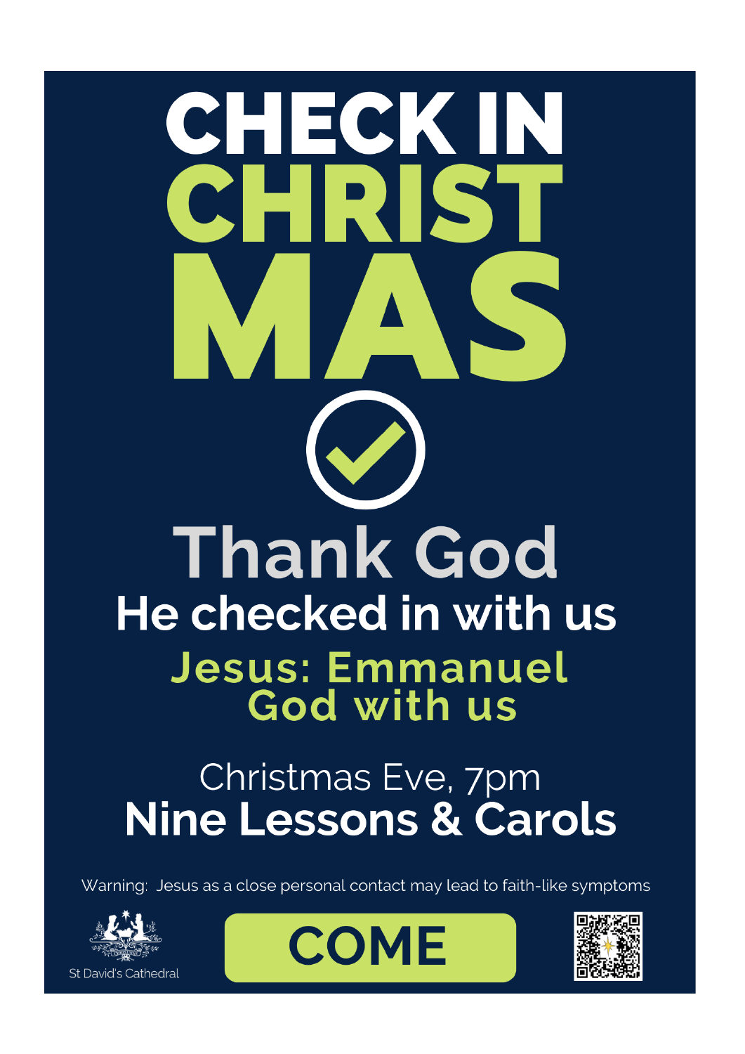# CHECK IN CHRISTMAS

## Thank God

### He checked in with us

### Jesus: Emmanuel God with us

Christmas Eve, 7pm

**Nine Lessons & Carols**

Warning: Jesus as a close personal contact may lead to faith-like symptoms

St David's Cathedral

**COME**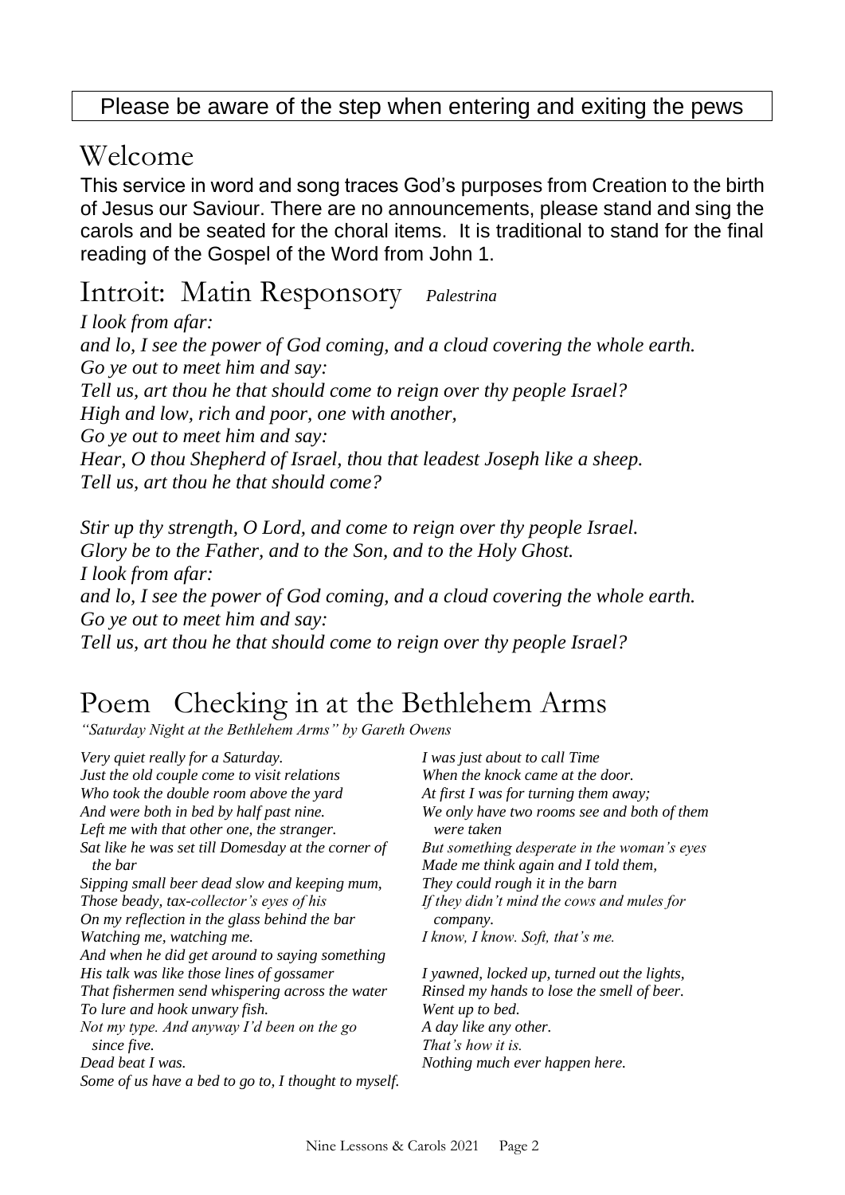Please be aware of the step when entering and exiting the pews

# Welcome

This service in word and song traces God's purposes from Creation to the birth of Jesus our Saviour. There are no announcements, please stand and sing the carols and be seated for the choral items. It is traditional to stand for the final reading of the Gospel of the Word from John 1.

# Introit: Matin Responsory *Palestrina*

*I look from afar:*
*and lo, I see the power of God coming, and a cloud covering the whole earth.*
*Go ye out to meet him and say:*
*Tell us, art thou he that should come to reign over thy people Israel?*
*High and low, rich and poor, one with another,*
*Go ye out to meet him and say:*
*Hear, O thou Shepherd of Israel, thou that leadest Joseph like a sheep.*
*Tell us, art thou he that should come?*

*Stir up thy strength, O Lord, and come to reign over thy people Israel.*
*Glory be to the Father, and to the Son, and to the Holy Ghost.*
*I look from afar:*
*and lo, I see the power of God coming, and a cloud covering the whole earth.*
*Go ye out to meet him and say:*
*Tell us, art thou he that should come to reign over thy people Israel?*

# Poem Checking in at the Bethlehem Arms

*"Saturday Night at the Bethlehem Arms" by Gareth Owens*

*Very quiet really for a Saturday.*
*Just the old couple come to visit relations*
*Who took the double room above the yard*
*And were both in bed by half past nine.*
*Left me with that other one, the stranger.*
*Sat like he was set till Domesday at the corner of the bar*
*Sipping small beer dead slow and keeping mum,*
*Those beady, tax-collector's eyes of his*
*On my reflection in the glass behind the bar*
*Watching me, watching me.*
*And when he did get around to saying something*
*His talk was like those lines of gossamer*
*That fishermen send whispering across the water*
*To lure and hook unwary fish.*
*Not my type. And anyway I'd been on the go since five.*
*Dead beat I was.*
*Some of us have a bed to go to, I thought to myself.*
*I was just about to call Time*
*When the knock came at the door.*
*At first I was for turning them away;*
*We only have two rooms see and both of them were taken*
*But something desperate in the woman's eyes*
*Made me think again and I told them,*
*They could rough it in the barn*
*If they didn't mind the cows and mules for company.*
*I know, I know. Soft, that's me.*

*I yawned, locked up, turned out the lights,*
*Rinsed my hands to lose the smell of beer.*
*Went up to bed.*
*A day like any other.*
*That's how it is.*
*Nothing much ever happen here.*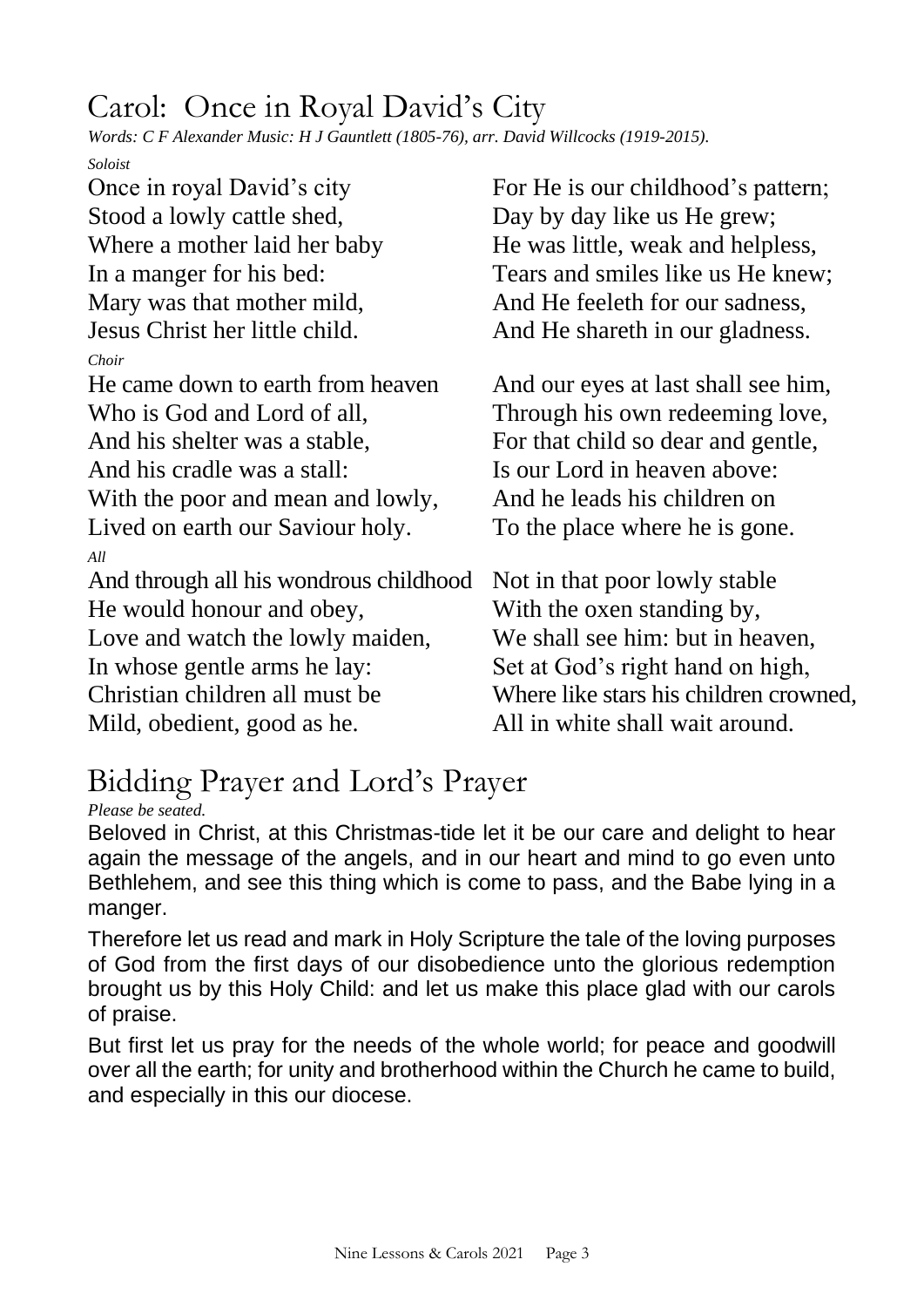# Carol: Once in Royal David's City

*Words: C F Alexander Music: H J Gauntlett (1805-76), arr. David Willcocks (1919-2015).*

*Soloist*

Once in royal David's city
Stood a lowly cattle shed,
Where a mother laid her baby
In a manger for his bed:
Mary was that mother mild,
Jesus Christ her little child.

*Choir*

He came down to earth from heaven
Who is God and Lord of all,
And his shelter was a stable,
And his cradle was a stall:
With the poor and mean and lowly,
Lived on earth our Saviour holy.

*All*

And through all his wondrous childhood
He would honour and obey,
Love and watch the lowly maiden,
In whose gentle arms he lay:
Christian children all must be
Mild, obedient, good as he.

For He is our childhood's pattern;
Day by day like us He grew;
He was little, weak and helpless,
Tears and smiles like us He knew;
And He feeleth for our sadness,
And He shareth in our gladness.

And our eyes at last shall see him,
Through his own redeeming love,
For that child so dear and gentle,
Is our Lord in heaven above:
And he leads his children on
To the place where he is gone.

Not in that poor lowly stable
With the oxen standing by,
We shall see him: but in heaven,
Set at God's right hand on high,
Where like stars his children crowned,
All in white shall wait around.

# Bidding Prayer and Lord's Prayer

*Please be seated.*

Beloved in Christ, at this Christmas-tide let it be our care and delight to hear again the message of the angels, and in our heart and mind to go even unto Bethlehem, and see this thing which is come to pass, and the Babe lying in a manger.

Therefore let us read and mark in Holy Scripture the tale of the loving purposes of God from the first days of our disobedience unto the glorious redemption brought us by this Holy Child: and let us make this place glad with our carols of praise.

But first let us pray for the needs of the whole world; for peace and goodwill over all the earth; for unity and brotherhood within the Church he came to build, and especially in this our diocese.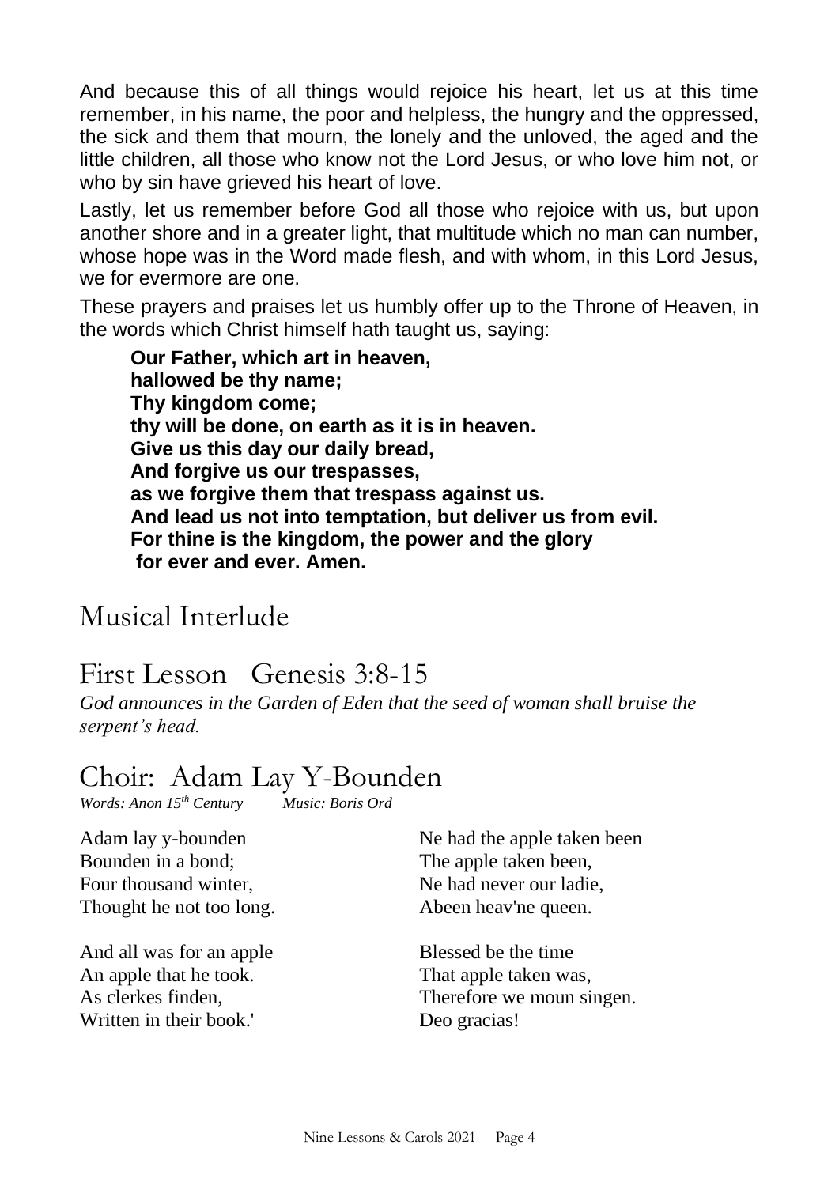And because this of all things would rejoice his heart, let us at this time remember, in his name, the poor and helpless, the hungry and the oppressed, the sick and them that mourn, the lonely and the unloved, the aged and the little children, all those who know not the Lord Jesus, or who love him not, or who by sin have grieved his heart of love.

Lastly, let us remember before God all those who rejoice with us, but upon another shore and in a greater light, that multitude which no man can number, whose hope was in the Word made flesh, and with whom, in this Lord Jesus, we for evermore are one.

These prayers and praises let us humbly offer up to the Throne of Heaven, in the words which Christ himself hath taught us, saying:

**Our Father, which art in heaven,**
**hallowed be thy name;**
**Thy kingdom come;**
**thy will be done, on earth as it is in heaven.**
**Give us this day our daily bread,**
**And forgive us our trespasses,**
**as we forgive them that trespass against us.**
**And lead us not into temptation, but deliver us from evil.**
**For thine is the kingdom, the power and the glory**
**for ever and ever. Amen.**

# Musical Interlude

# First Lesson Genesis 3:8-15

*God announces in the Garden of Eden that the seed of woman shall bruise the serpent's head.*

# Choir: Adam Lay Y-Bounden

*Words: Anon 15th Century* *Music: Boris Ord*

Adam lay y-bounden
Bounden in a bond;
Four thousand winter,
Thought he not too long.

And all was for an apple
An apple that he took.
As clerkes finden,
Written in their book.'

Ne had the apple taken been
The apple taken been,
Ne had never our ladie,
Abeen heav'ne queen.

Blessed be the time
That apple taken was,
Therefore we moun singen.
Deo gracias!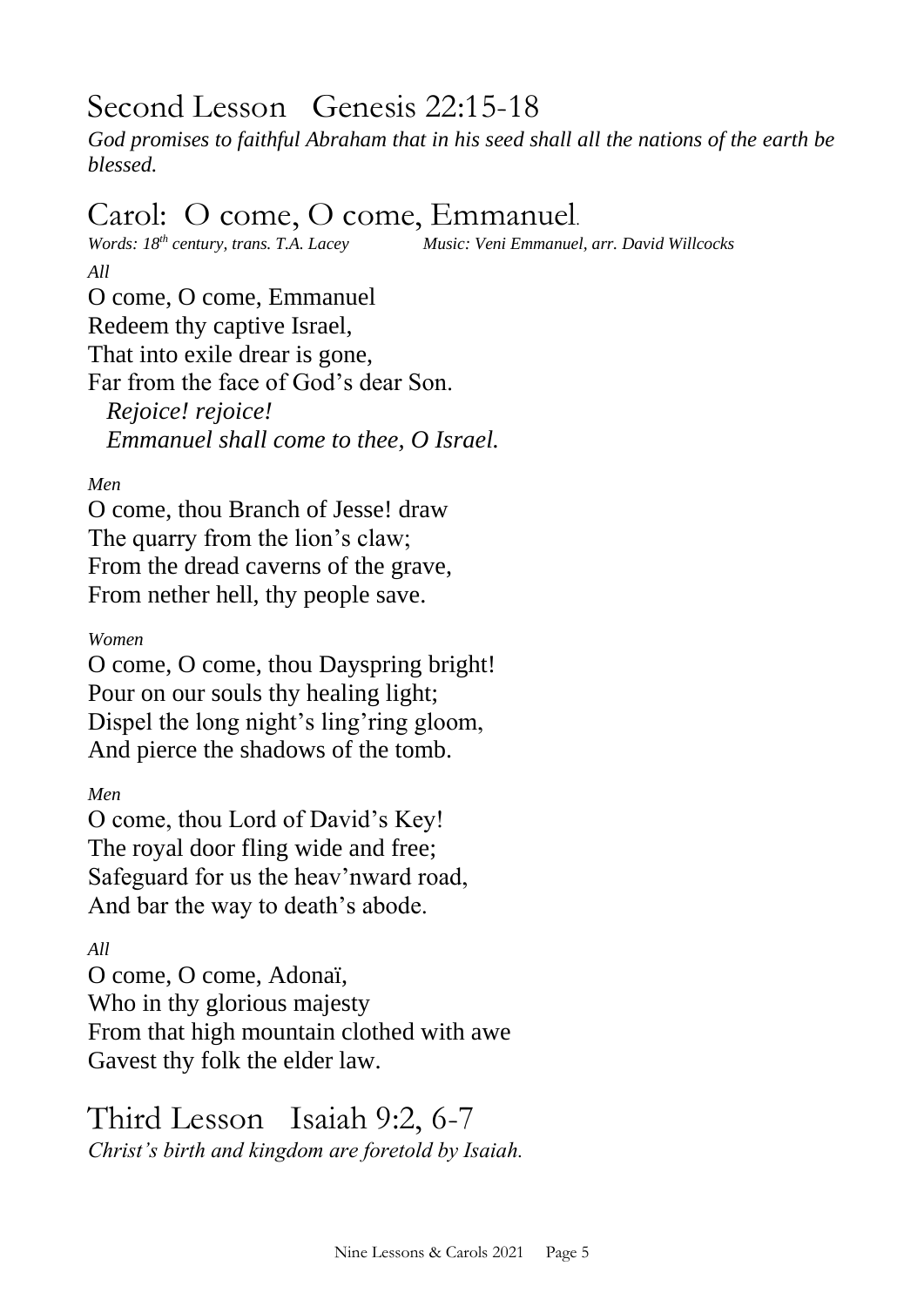## Second Lesson Genesis 22:15-18

*God promises to faithful Abraham that in his seed shall all the nations of the earth be blessed.*

## Carol: O come, O come, Emmanuel.

*Words: 18th century, trans. T.A. Lacey* *Music: Veni Emmanuel, arr. David Willcocks*

*All*

O come, O come, Emmanuel
Redeem thy captive Israel,
That into exile drear is gone,
Far from the face of God's dear Son.
*Rejoice! rejoice!*
*Emmanuel shall come to thee, O Israel.*

*Men*

O come, thou Branch of Jesse! draw
The quarry from the lion's claw;
From the dread caverns of the grave,
From nether hell, thy people save.

*Women*

O come, O come, thou Dayspring bright!
Pour on our souls thy healing light;
Dispel the long night's ling'ring gloom,
And pierce the shadows of the tomb.

*Men*

O come, thou Lord of David's Key!
The royal door fling wide and free;
Safeguard for us the heav'nward road,
And bar the way to death's abode.

*All*

O come, O come, Adonaï,
Who in thy glorious majesty
From that high mountain clothed with awe
Gavest thy folk the elder law.

## Third Lesson Isaiah 9:2, 6-7

*Christ's birth and kingdom are foretold by Isaiah.*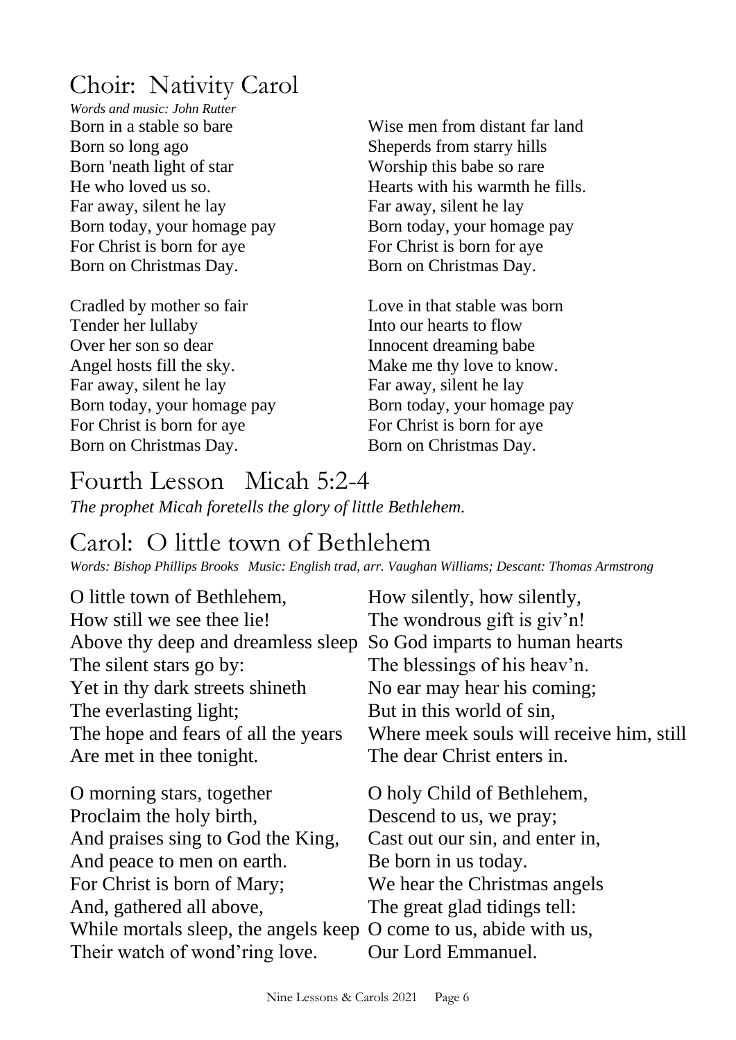## Choir: Nativity Carol

*Words and music: John Rutter*

Born in a stable so bare
Born so long ago
Born 'neath light of star
He who loved us so.
Far away, silent he lay
Born today, your homage pay
For Christ is born for aye
Born on Christmas Day.

Cradled by mother so fair
Tender her lullaby
Over her son so dear
Angel hosts fill the sky.
Far away, silent he lay
Born today, your homage pay
For Christ is born for aye
Born on Christmas Day.

Wise men from distant far land
Sheperds from starry hills
Worship this babe so rare
Hearts with his warmth he fills.
Far away, silent he lay
Born today, your homage pay
For Christ is born for aye
Born on Christmas Day.

Love in that stable was born
Into our hearts to flow
Innocent dreaming babe
Make me thy love to know.
Far away, silent he lay
Born today, your homage pay
For Christ is born for aye
Born on Christmas Day.

## Fourth Lesson Micah 5:2-4

*The prophet Micah foretells the glory of little Bethlehem.*

## Carol: O little town of Bethlehem

*Words: Bishop Phillips Brooks Music: English trad, arr. Vaughan Williams; Descant: Thomas Armstrong*

O little town of Bethlehem,
How still we see thee lie!
Above thy deep and dreamless sleep
The silent stars go by:
Yet in thy dark streets shineth
The everlasting light;
The hope and fears of all the years
Are met in thee tonight.

O morning stars, together
Proclaim the holy birth,
And praises sing to God the King,
And peace to men on earth.
For Christ is born of Mary;
And, gathered all above,
While mortals sleep, the angels keep
Their watch of wond'ring love.

How silently, how silently,
The wondrous gift is giv'n!
So God imparts to human hearts
The blessings of his heav'n.
No ear may hear his coming;
But in this world of sin,
Where meek souls will receive him, still
The dear Christ enters in.

O holy Child of Bethlehem,
Descend to us, we pray;
Cast out our sin, and enter in,
Be born in us today.
We hear the Christmas angels
The great glad tidings tell:
O come to us, abide with us,
Our Lord Emmanuel.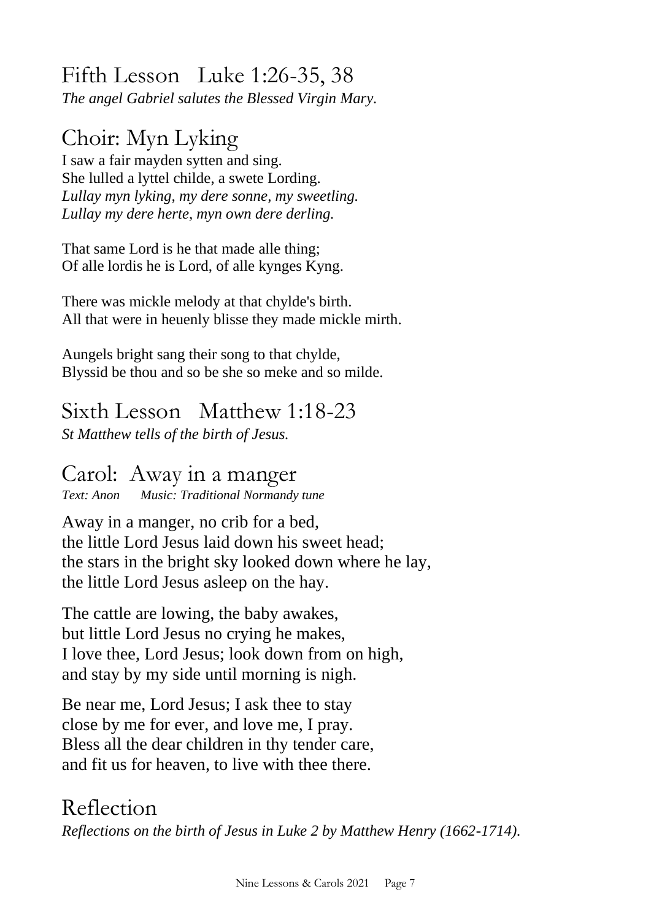## Fifth Lesson   Luke 1:26-35, 38

*The angel Gabriel salutes the Blessed Virgin Mary.*

## Choir: Myn Lyking

I saw a fair mayden sytten and sing.
She lulled a lyttel childe, a swete Lording.
*Lullay myn lyking, my dere sonne, my sweetling.*
*Lullay my dere herte, myn own dere derling.*

That same Lord is he that made alle thing;
Of alle lordis he is Lord, of alle kynges Kyng.

There was mickle melody at that chylde's birth.
All that were in heuenly blisse they made mickle mirth.

Aungels bright sang their song to that chylde,
Blyssid be thou and so be she so meke and so milde.

## Sixth Lesson   Matthew 1:18-23

*St Matthew tells of the birth of Jesus.*

## Carol: Away in a manger

*Text: Anon      Music: Traditional Normandy tune*

Away in a manger, no crib for a bed,
the little Lord Jesus laid down his sweet head;
the stars in the bright sky looked down where he lay,
the little Lord Jesus asleep on the hay.

The cattle are lowing, the baby awakes,
but little Lord Jesus no crying he makes,
I love thee, Lord Jesus; look down from on high,
and stay by my side until morning is nigh.

Be near me, Lord Jesus; I ask thee to stay
close by me for ever, and love me, I pray.
Bless all the dear children in thy tender care,
and fit us for heaven, to live with thee there.

## Reflection

*Reflections on the birth of Jesus in Luke 2 by Matthew Henry (1662-1714).*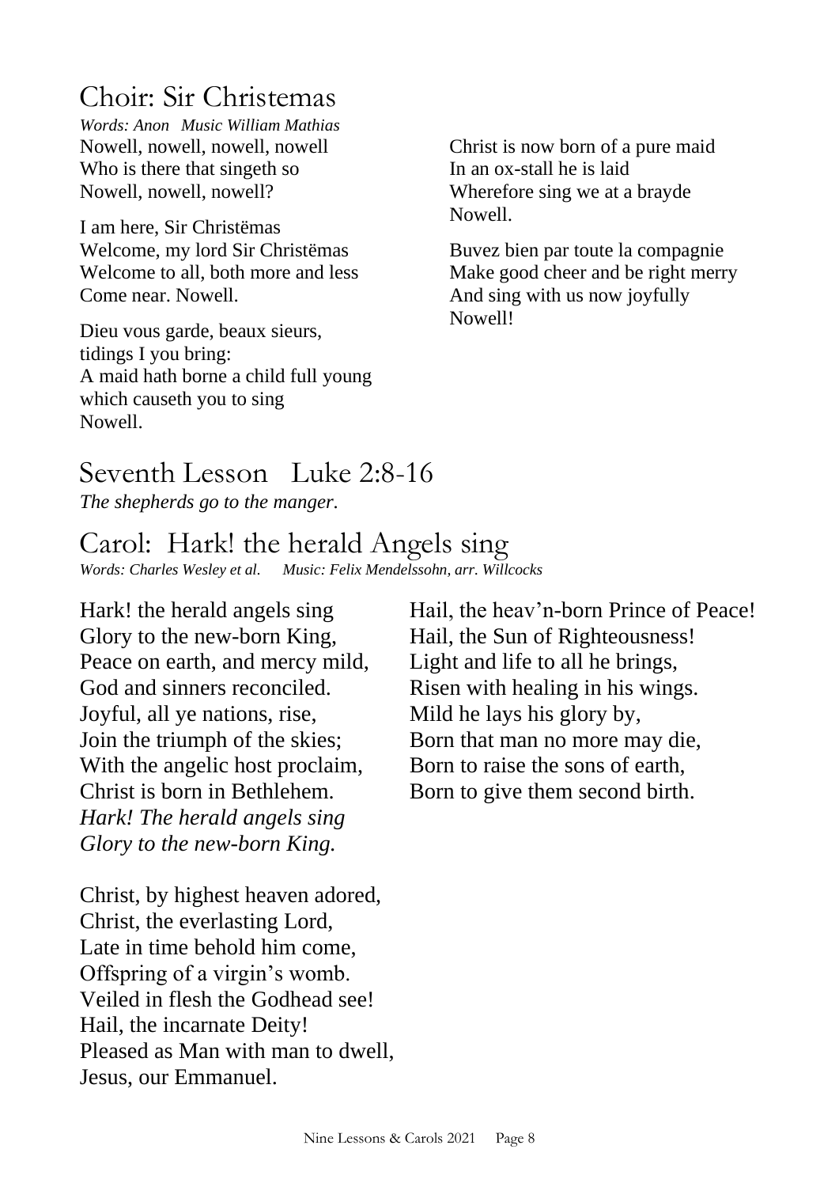## Choir: Sir Christemas

*Words: Anon Music William Mathias*

Nowell, nowell, nowell, nowell
Who is there that singeth so
Nowell, nowell, nowell?

I am here, Sir Christëmas
Welcome, my lord Sir Christëmas
Welcome to all, both more and less
Come near. Nowell.

Dieu vous garde, beaux sieurs,
tidings I you bring:
A maid hath borne a child full young
which causeth you to sing
Nowell.

Christ is now born of a pure maid
In an ox-stall he is laid
Wherefore sing we at a brayde
Nowell.

Buvez bien par toute la compagnie
Make good cheer and be right merry
And sing with us now joyfully
Nowell!

## Seventh Lesson Luke 2:8-16

*The shepherds go to the manger.*

## Carol: Hark! the herald Angels sing

*Words: Charles Wesley et al. Music: Felix Mendelssohn, arr. Willcocks*

Hark! the herald angels sing
Glory to the new-born King,
Peace on earth, and mercy mild,
God and sinners reconciled.
Joyful, all ye nations, rise,
Join the triumph of the skies;
With the angelic host proclaim,
Christ is born in Bethlehem.
*Hark! The herald angels sing*
*Glory to the new-born King.*

Christ, by highest heaven adored,
Christ, the everlasting Lord,
Late in time behold him come,
Offspring of a virgin's womb.
Veiled in flesh the Godhead see!
Hail, the incarnate Deity!
Pleased as Man with man to dwell,
Jesus, our Emmanuel.

Hail, the heav'n-born Prince of Peace!
Hail, the Sun of Righteousness!
Light and life to all he brings,
Risen with healing in his wings.
Mild he lays his glory by,
Born that man no more may die,
Born to raise the sons of earth,
Born to give them second birth.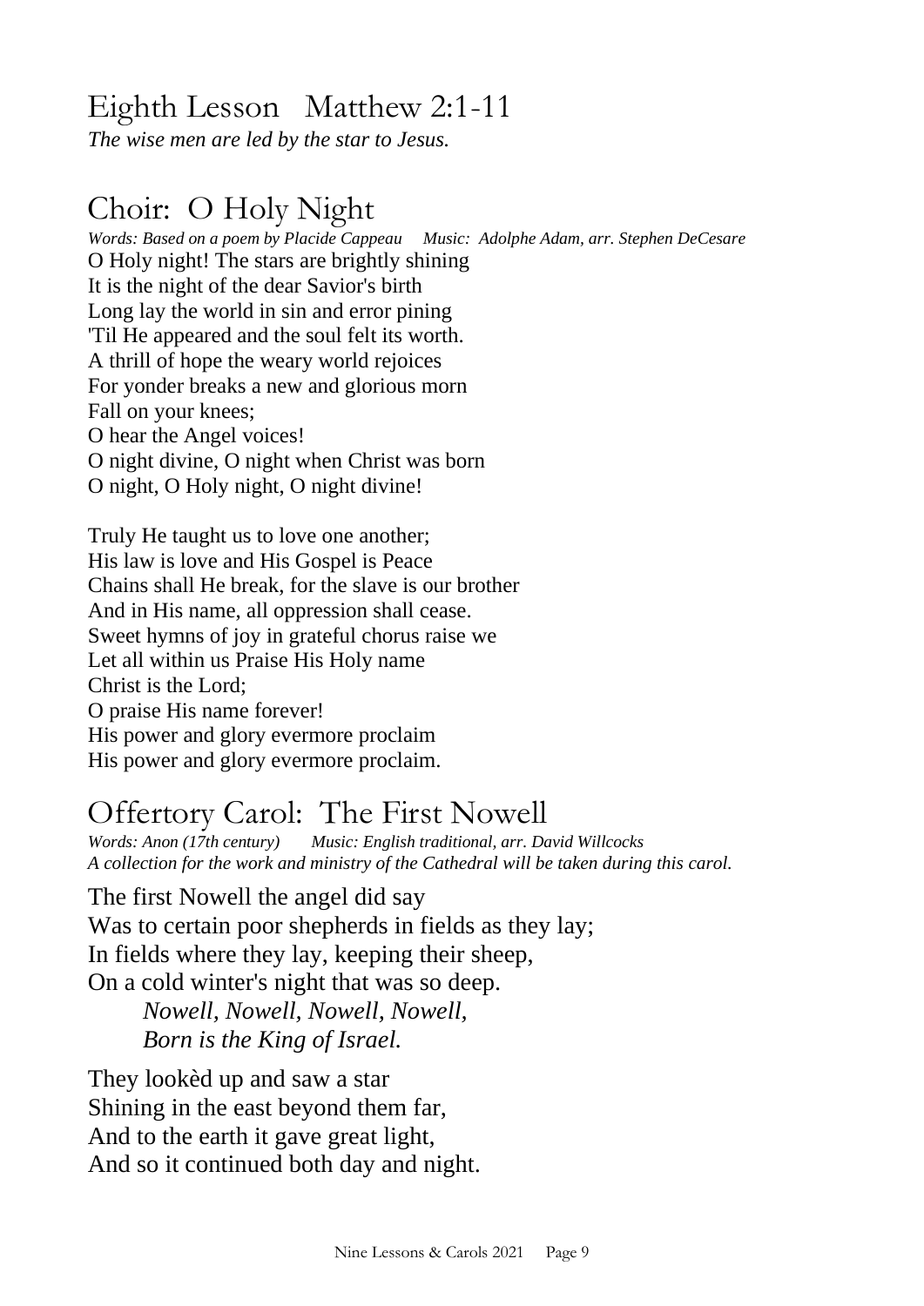## Eighth Lesson Matthew 2:1-11

*The wise men are led by the star to Jesus.*

## Choir: O Holy Night

*Words: Based on a poem by Placide Cappeau Music: Adolphe Adam, arr. Stephen DeCesare*

O Holy night! The stars are brightly shining
It is the night of the dear Savior's birth
Long lay the world in sin and error pining
'Til He appeared and the soul felt its worth.
A thrill of hope the weary world rejoices
For yonder breaks a new and glorious morn
Fall on your knees;
O hear the Angel voices!
O night divine, O night when Christ was born
O night, O Holy night, O night divine!

Truly He taught us to love one another;
His law is love and His Gospel is Peace
Chains shall He break, for the slave is our brother
And in His name, all oppression shall cease.
Sweet hymns of joy in grateful chorus raise we
Let all within us Praise His Holy name
Christ is the Lord;
O praise His name forever!
His power and glory evermore proclaim
His power and glory evermore proclaim.

## Offertory Carol: The First Nowell

*Words: Anon (17th century) Music: English traditional, arr. David Willcocks*
*A collection for the work and ministry of the Cathedral will be taken during this carol.*

The first Nowell the angel did say
Was to certain poor shepherds in fields as they lay;
In fields where they lay, keeping their sheep,
On a cold winter's night that was so deep.
*Nowell, Nowell, Nowell, Nowell,*
*Born is the King of Israel.*

They lookèd up and saw a star
Shining in the east beyond them far,
And to the earth it gave great light,
And so it continued both day and night.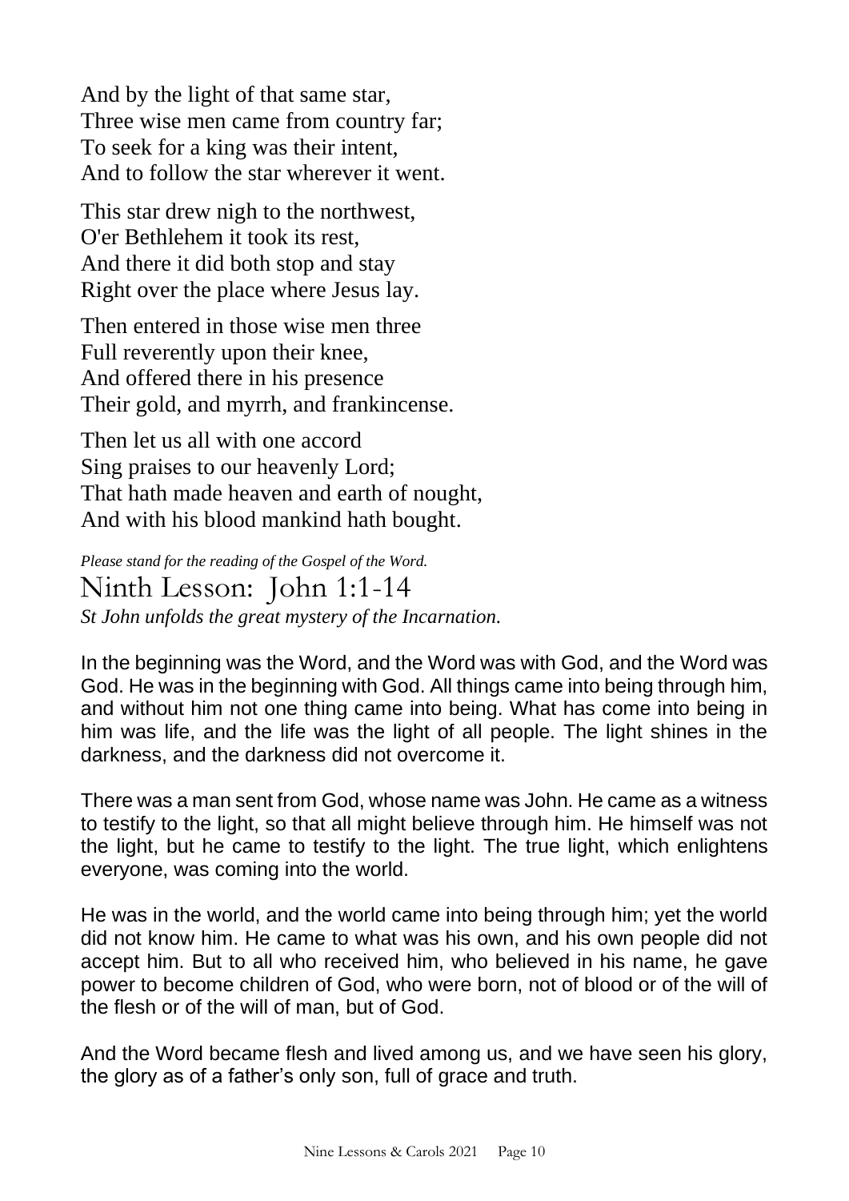And by the light of that same star,
Three wise men came from country far;
To seek for a king was their intent,
And to follow the star wherever it went.

This star drew nigh to the northwest,
O'er Bethlehem it took its rest,
And there it did both stop and stay
Right over the place where Jesus lay.

Then entered in those wise men three
Full reverently upon their knee,
And offered there in his presence
Their gold, and myrrh, and frankincense.

Then let us all with one accord
Sing praises to our heavenly Lord;
That hath made heaven and earth of nought,
And with his blood mankind hath bought.

*Please stand for the reading of the Gospel of the Word.*

## Ninth Lesson: John 1:1-14

*St John unfolds the great mystery of the Incarnation.*

In the beginning was the Word, and the Word was with God, and the Word was God. He was in the beginning with God. All things came into being through him, and without him not one thing came into being. What has come into being in him was life, and the life was the light of all people. The light shines in the darkness, and the darkness did not overcome it.

There was a man sent from God, whose name was John. He came as a witness to testify to the light, so that all might believe through him. He himself was not the light, but he came to testify to the light. The true light, which enlightens everyone, was coming into the world.

He was in the world, and the world came into being through him; yet the world did not know him. He came to what was his own, and his own people did not accept him. But to all who received him, who believed in his name, he gave power to become children of God, who were born, not of blood or of the will of the flesh or of the will of man, but of God.

And the Word became flesh and lived among us, and we have seen his glory, the glory as of a father's only son, full of grace and truth.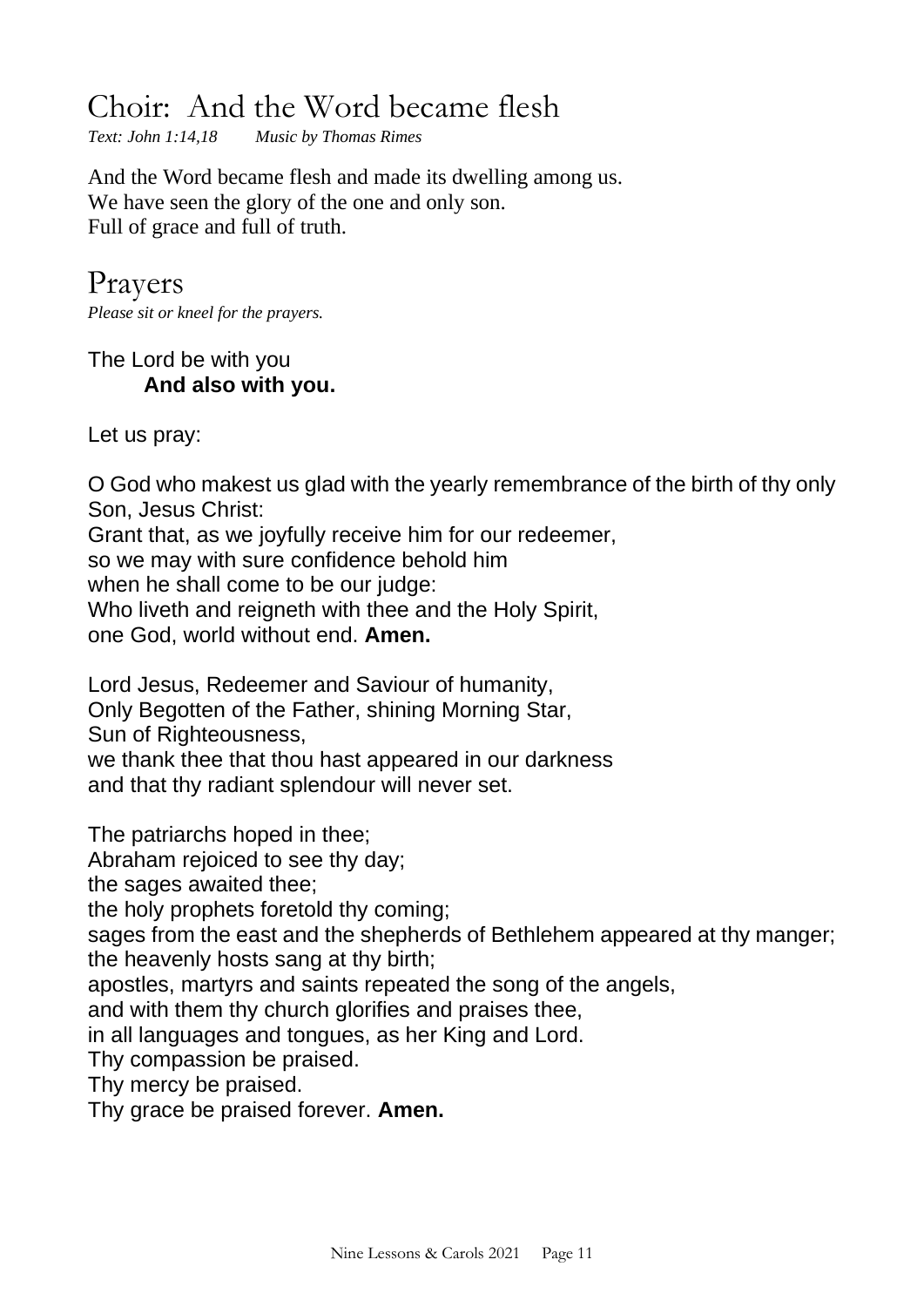# Choir: And the Word became flesh

*Text: John 1:14,18        Music by Thomas Rimes*

And the Word became flesh and made its dwelling among us.
We have seen the glory of the one and only son.
Full of grace and full of truth.

# Prayers

*Please sit or kneel for the prayers.*

The Lord be with you
**And also with you.**

Let us pray:

O God who makest us glad with the yearly remembrance of the birth of thy only Son, Jesus Christ:
Grant that, as we joyfully receive him for our redeemer,
so we may with sure confidence behold him
when he shall come to be our judge:
Who liveth and reigneth with thee and the Holy Spirit,
one God, world without end. **Amen.**

Lord Jesus, Redeemer and Saviour of humanity,
Only Begotten of the Father, shining Morning Star,
Sun of Righteousness,
we thank thee that thou hast appeared in our darkness
and that thy radiant splendour will never set.

The patriarchs hoped in thee;
Abraham rejoiced to see thy day;
the sages awaited thee;
the holy prophets foretold thy coming;
sages from the east and the shepherds of Bethlehem appeared at thy manger;
the heavenly hosts sang at thy birth;
apostles, martyrs and saints repeated the song of the angels,
and with them thy church glorifies and praises thee,
in all languages and tongues, as her King and Lord.
Thy compassion be praised.
Thy mercy be praised.
Thy grace be praised forever. **Amen.**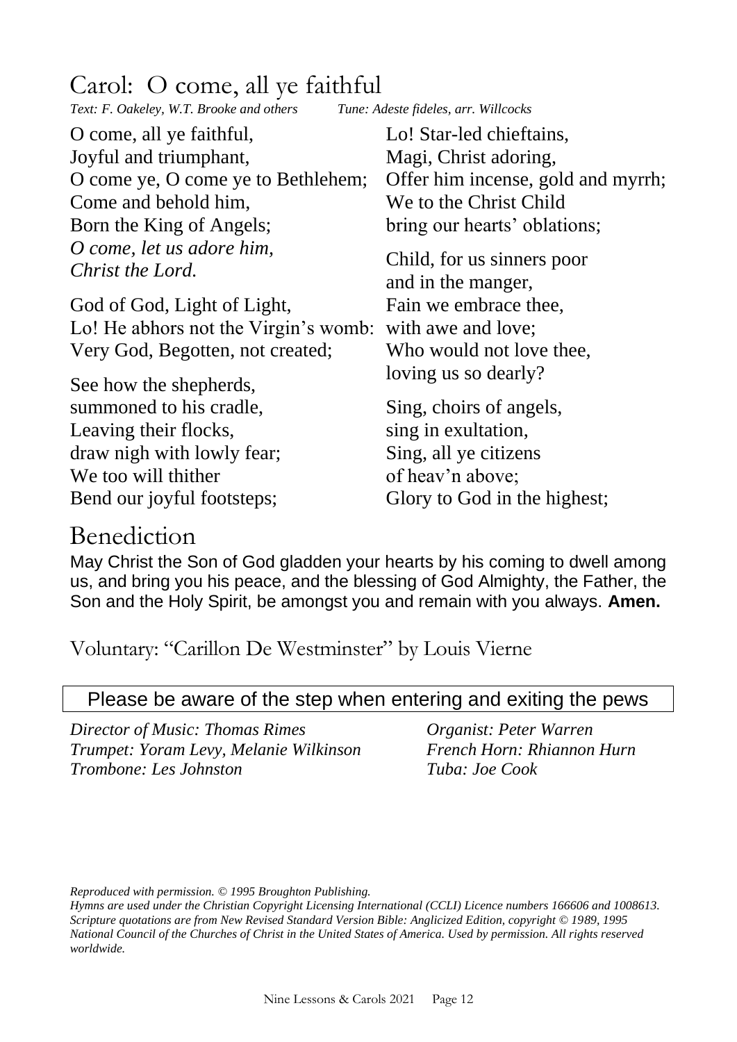## Carol: O come, all ye faithful

*Text: F. Oakeley, W.T. Brooke and others* *Tune: Adeste fideles, arr. Willcocks*

O come, all ye faithful,
Joyful and triumphant,
O come ye, O come ye to Bethlehem;
Come and behold him,
Born the King of Angels;
*O come, let us adore him,*
*Christ the Lord.*

God of God, Light of Light,
Lo! He abhors not the Virgin's womb:
Very God, Begotten, not created;

See how the shepherds,
summoned to his cradle,
Leaving their flocks,
draw nigh with lowly fear;
We too will thither
Bend our joyful footsteps;

Lo! Star-led chieftains,
Magi, Christ adoring,
Offer him incense, gold and myrrh;
We to the Christ Child
bring our hearts' oblations;

Child, for us sinners poor
and in the manger,
Fain we embrace thee,
with awe and love;
Who would not love thee,
loving us so dearly?

Sing, choirs of angels,
sing in exultation,
Sing, all ye citizens
of heav'n above;
Glory to God in the highest;

## Benediction

May Christ the Son of God gladden your hearts by his coming to dwell among us, and bring you his peace, and the blessing of God Almighty, the Father, the Son and the Holy Spirit, be amongst you and remain with you always. **Amen.**

Voluntary: "Carillon De Westminster" by Louis Vierne

Please be aware of the step when entering and exiting the pews

*Director of Music: Thomas Rimes*
*Organist: Peter Warren*
*Trumpet: Yoram Levy, Melanie Wilkinson*
*French Horn: Rhiannon Hurn*
*Trombone: Les Johnston*
*Tuba: Joe Cook*

*Reproduced with permission. © 1995 Broughton Publishing.*
*Hymns are used under the Christian Copyright Licensing International (CCLI) Licence numbers 166606 and 1008613.*
*Scripture quotations are from New Revised Standard Version Bible: Anglicized Edition, copyright © 1989, 1995 National Council of the Churches of Christ in the United States of America. Used by permission. All rights reserved worldwide.*